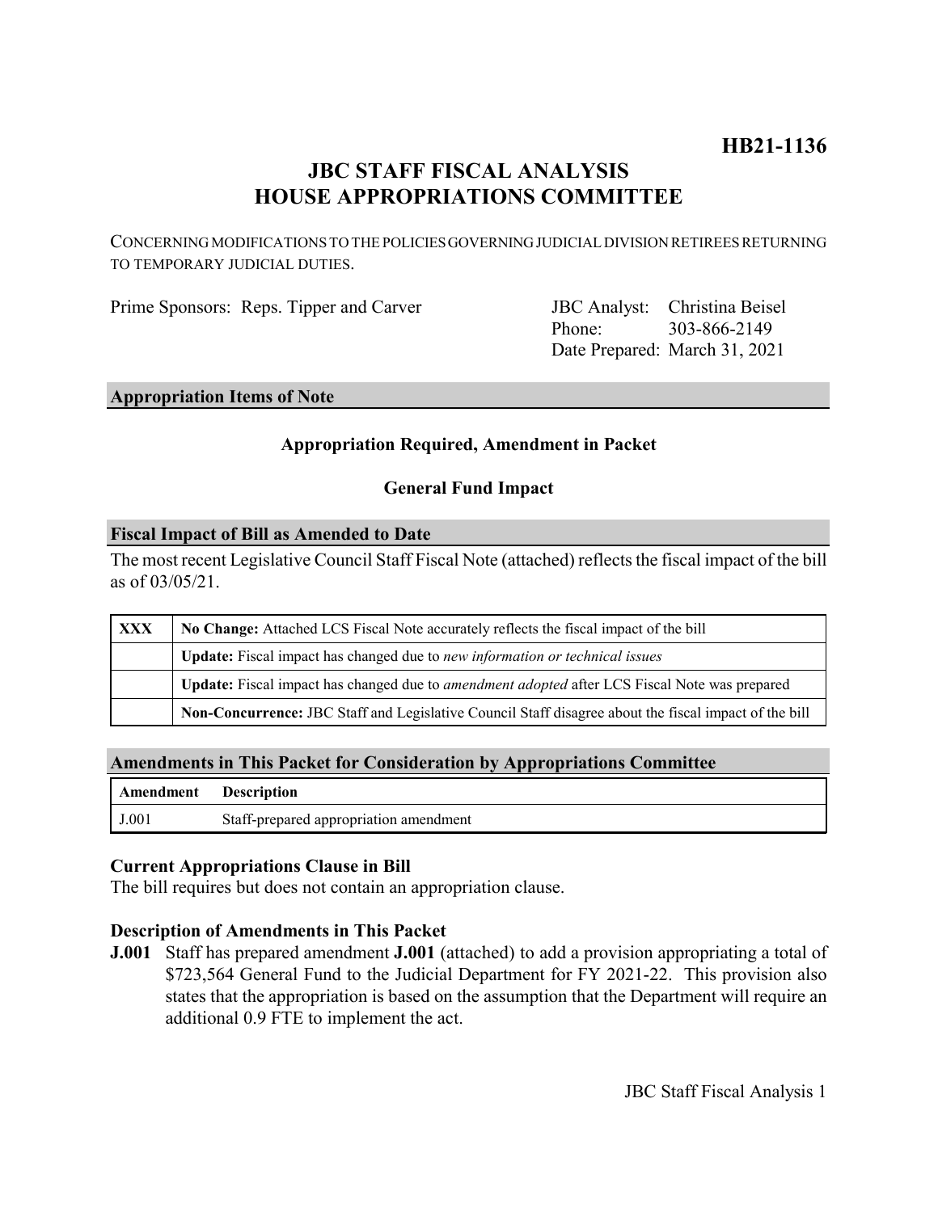**HB21-1136**

# JBC STAFF FISCAL ANALYSIS
# HOUSE APPROPRIATIONS COMMITTEE

CONCERNING MODIFICATIONS TO THE POLICIES GOVERNING JUDICIAL DIVISION RETIREES RETURNING TO TEMPORARY JUDICIAL DUTIES.

Prime Sponsors: Reps. Tipper and Carver

JBC Analyst: Christina Beisel
Phone: 303-866-2149
Date Prepared: March 31, 2021

## Appropriation Items of Note

**Appropriation Required, Amendment in Packet**

**General Fund Impact**

## Fiscal Impact of Bill as Amended to Date

The most recent Legislative Council Staff Fiscal Note (attached) reflects the fiscal impact of the bill as of 03/05/21.

| | |
|---|---|
| XXX | **No Change:** Attached LCS Fiscal Note accurately reflects the fiscal impact of the bill |
| | **Update:** Fiscal impact has changed due to *new information or technical issues* |
| | **Update:** Fiscal impact has changed due to *amendment adopted* after LCS Fiscal Note was prepared |
| | **Non-Concurrence:** JBC Staff and Legislative Council Staff disagree about the fiscal impact of the bill |

## Amendments in This Packet for Consideration by Appropriations Committee

| Amendment | Description |
|---|---|
| J.001 | Staff-prepared appropriation amendment |

### Current Appropriations Clause in Bill

The bill requires but does not contain an appropriation clause.

### Description of Amendments in This Packet

**J.001** Staff has prepared amendment **J.001** (attached) to add a provision appropriating a total of $723,564 General Fund to the Judicial Department for FY 2021-22. This provision also states that the appropriation is based on the assumption that the Department will require an additional 0.9 FTE to implement the act.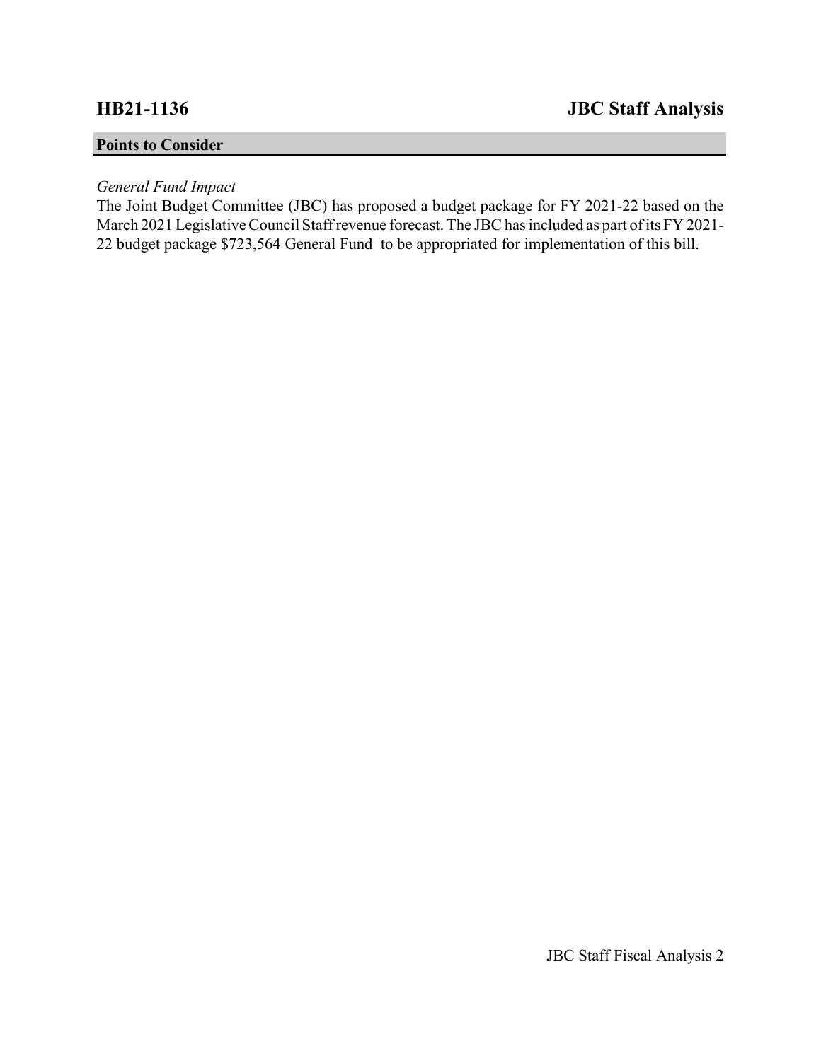## Points to Consider

*General Fund Impact*

The Joint Budget Committee (JBC) has proposed a budget package for FY 2021-22 based on the March 2021 Legislative Council Staff revenue forecast. The JBC has included as part of its FY 2021-22 budget package $723,564 General Fund to be appropriated for implementation of this bill.